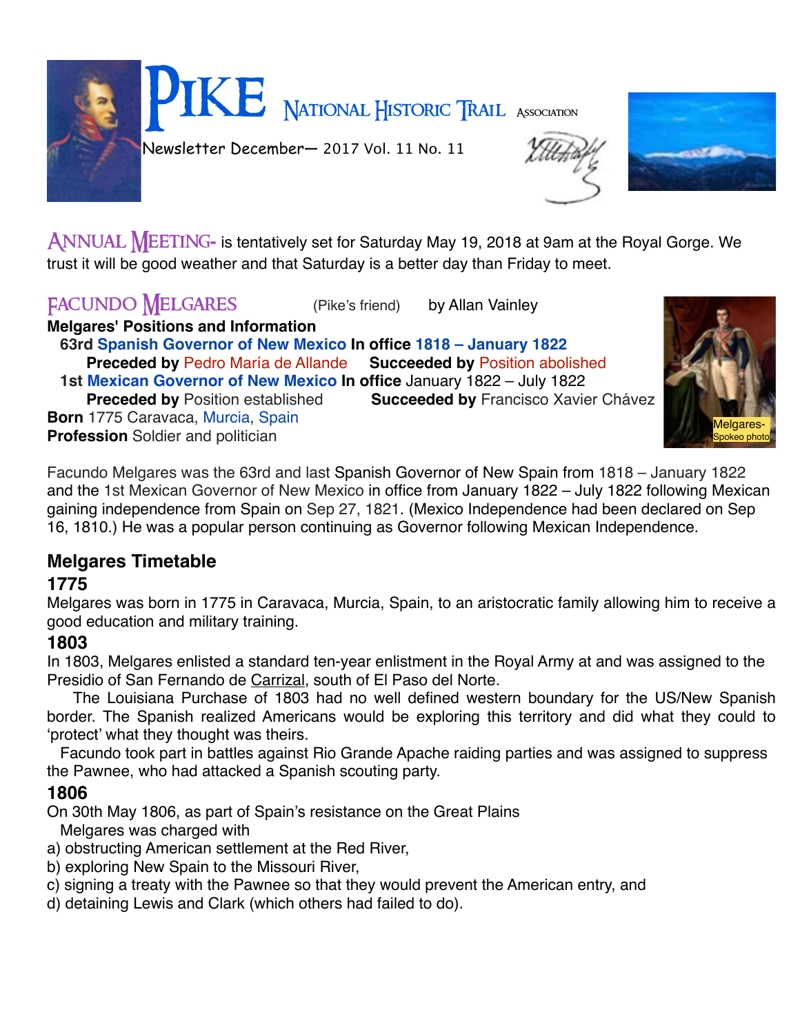# PIKE NATIONAL HISTORIC TRAIL ASSOCIATION

Newsletter December— 2017 Vol. 11 No. 11

**ANNUAL MEETING-** is tentatively set for Saturday May 19, 2018 at 9am at the Royal Gorge. We trust it will be good weather and that Saturday is a better day than Friday to meet.

## FACUNDO MELGARES (Pike's friend) by Allan Vainley

**Melgares' Positions and Information**

**63rd Spanish Governor of New Mexico In office 1818 – January 1822**

**Preceded by** Pedro María de Allande **Succeeded by** Position abolished

**1st Mexican Governor of New Mexico In office** January 1822 – July 1822

**Preceded by** Position established **Succeeded by** Francisco Xavier Chávez

**Born** 1775 Caravaca, Murcia, Spain

**Profession** Soldier and politician

Melgares-Spokeo photo

Facundo Melgares was the 63rd and last Spanish Governor of New Spain from 1818 – January 1822 and the 1st Mexican Governor of New Mexico in office from January 1822 – July 1822 following Mexican gaining independence from Spain on Sep 27, 1821. (Mexico Independence had been declared on Sep 16, 1810.) He was a popular person continuing as Governor following Mexican Independence.

## Melgares Timetable

### 1775

Melgares was born in 1775 in Caravaca, Murcia, Spain, to an aristocratic family allowing him to receive a good education and military training.

### 1803

In 1803, Melgares enlisted a standard ten-year enlistment in the Royal Army at and was assigned to the Presidio of San Fernando de Carrizal, south of El Paso del Norte.

The Louisiana Purchase of 1803 had no well defined western boundary for the US/New Spanish border. The Spanish realized Americans would be exploring this territory and did what they could to 'protect' what they thought was theirs.

Facundo took part in battles against Rio Grande Apache raiding parties and was assigned to suppress the Pawnee, who had attacked a Spanish scouting party.

### 1806

On 30th May 1806, as part of Spain's resistance on the Great Plains

Melgares was charged with

a) obstructing American settlement at the Red River,
b) exploring New Spain to the Missouri River,
c) signing a treaty with the Pawnee so that they would prevent the American entry, and
d) detaining Lewis and Clark (which others had failed to do).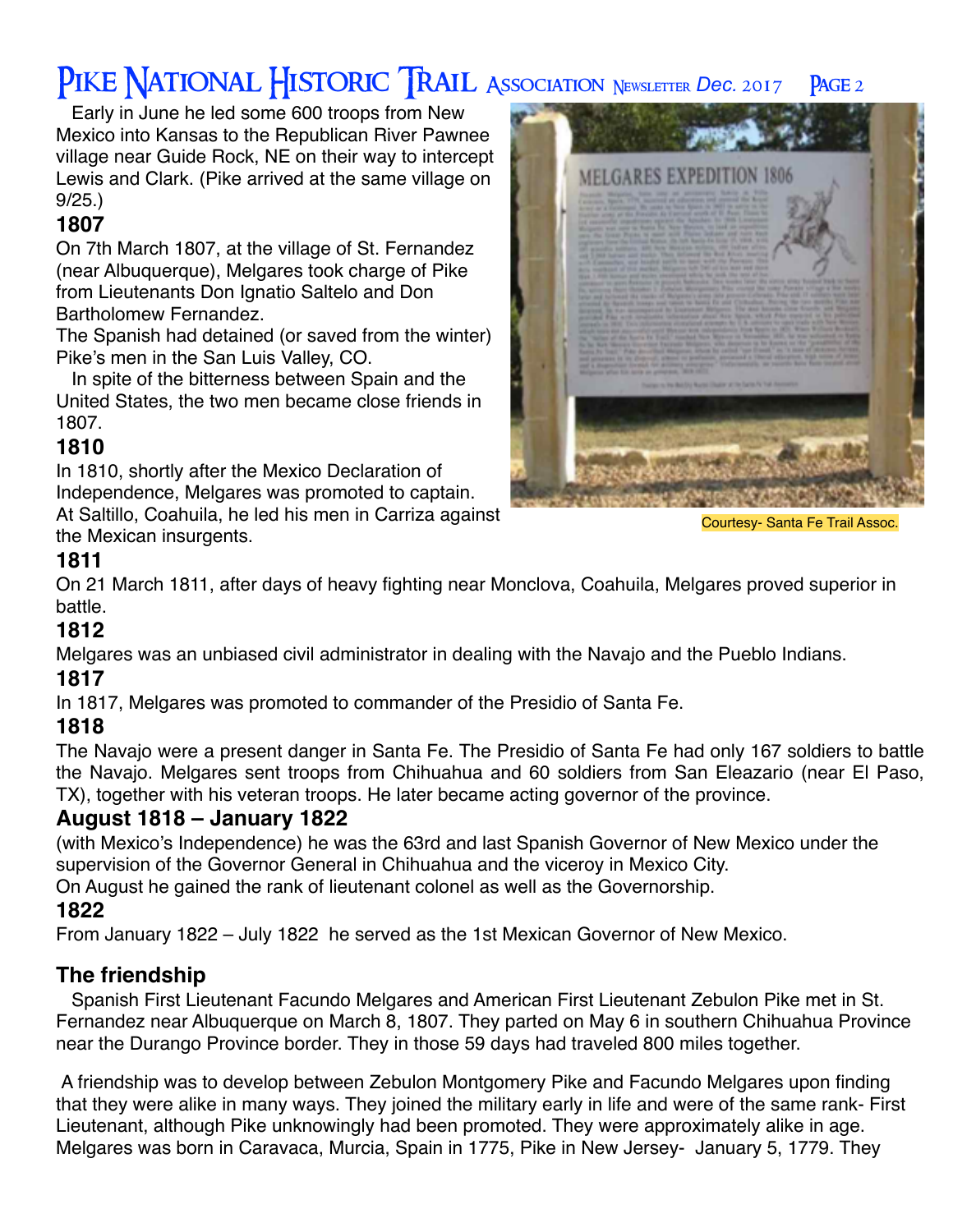Early in June he led some 600 troops from New Mexico into Kansas to the Republican River Pawnee village near Guide Rock, NE on their way to intercept Lewis and Clark. (Pike arrived at the same village on 9/25.)

### 1807

On 7th March 1807, at the village of St. Fernandez (near Albuquerque), Melgares took charge of Pike from Lieutenants Don Ignatio Saltelo and Don Bartholomew Fernandez.

The Spanish had detained (or saved from the winter) Pike's men in the San Luis Valley, CO.

In spite of the bitterness between Spain and the United States, the two men became close friends in 1807.

### 1810

In 1810, shortly after the Mexico Declaration of Independence, Melgares was promoted to captain. At Saltillo, Coahuila, he led his men in Carriza against the Mexican insurgents.

Courtesy- Santa Fe Trail Assoc.

### 1811

On 21 March 1811, after days of heavy fighting near Monclova, Coahuila, Melgares proved superior in battle.

### 1812

Melgares was an unbiased civil administrator in dealing with the Navajo and the Pueblo Indians.

### 1817

In 1817, Melgares was promoted to commander of the Presidio of Santa Fe.

### 1818

The Navajo were a present danger in Santa Fe. The Presidio of Santa Fe had only 167 soldiers to battle the Navajo. Melgares sent troops from Chihuahua and 60 soldiers from San Eleazario (near El Paso, TX), together with his veteran troops. He later became acting governor of the province.

### August 1818 – January 1822

(with Mexico's Independence) he was the 63rd and last Spanish Governor of New Mexico under the supervision of the Governor General in Chihuahua and the viceroy in Mexico City.

On August he gained the rank of lieutenant colonel as well as the Governorship.

### 1822

From January 1822 – July 1822 he served as the 1st Mexican Governor of New Mexico.

## The friendship

Spanish First Lieutenant Facundo Melgares and American First Lieutenant Zebulon Pike met in St. Fernandez near Albuquerque on March 8, 1807. They parted on May 6 in southern Chihuahua Province near the Durango Province border. They in those 59 days had traveled 800 miles together.

A friendship was to develop between Zebulon Montgomery Pike and Facundo Melgares upon finding that they were alike in many ways. They joined the military early in life and were of the same rank- First Lieutenant, although Pike unknowingly had been promoted. They were approximately alike in age. Melgares was born in Caravaca, Murcia, Spain in 1775, Pike in New Jersey- January 5, 1779. They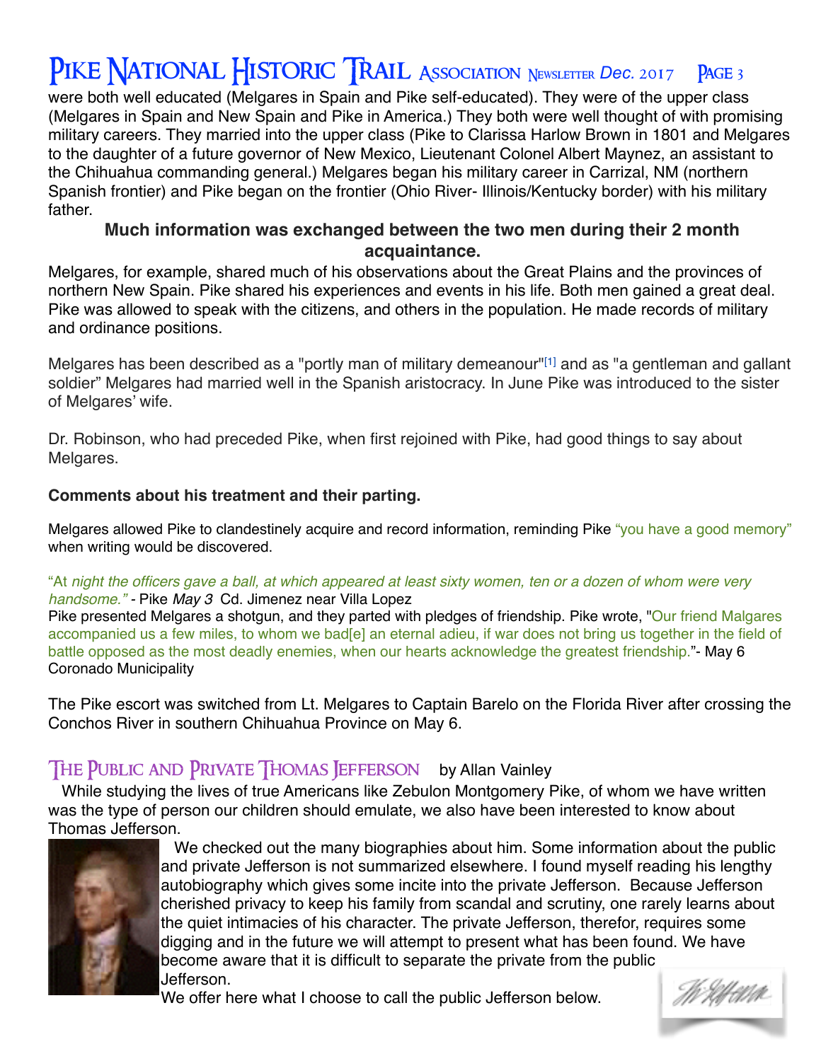were both well educated (Melgares in Spain and Pike self-educated). They were of the upper class (Melgares in Spain and New Spain and Pike in America.) They both were well thought of with promising military careers. They married into the upper class (Pike to Clarissa Harlow Brown in 1801 and Melgares to the daughter of a future governor of New Mexico, Lieutenant Colonel Albert Maynez, an assistant to the Chihuahua commanding general.) Melgares began his military career in Carrizal, NM (northern Spanish frontier) and Pike began on the frontier (Ohio River- Illinois/Kentucky border) with his military father.

**Much information was exchanged between the two men during their 2 month acquaintance.**

Melgares, for example, shared much of his observations about the Great Plains and the provinces of northern New Spain. Pike shared his experiences and events in his life. Both men gained a great deal. Pike was allowed to speak with the citizens, and others in the population. He made records of military and ordinance positions.

Melgares has been described as a "portly man of military demeanour"[1] and as "a gentleman and gallant soldier" Melgares had married well in the Spanish aristocracy. In June Pike was introduced to the sister of Melgares' wife.

Dr. Robinson, who had preceded Pike, when first rejoined with Pike, had good things to say about Melgares.

**Comments about his treatment and their parting.**

Melgares allowed Pike to clandestinely acquire and record information, reminding Pike "you have a good memory" when writing would be discovered.

"At *night the officers gave a ball, at which appeared at least sixty women, ten or a dozen of whom were very handsome."* - Pike *May 3* Cd. Jimenez near Villa Lopez
Pike presented Melgares a shotgun, and they parted with pledges of friendship. Pike wrote, "Our friend Malgares accompanied us a few miles, to whom we bad[e] an eternal adieu, if war does not bring us together in the field of battle opposed as the most deadly enemies, when our hearts acknowledge the greatest friendship."- May 6 Coronado Municipality

The Pike escort was switched from Lt. Melgares to Captain Barelo on the Florida River after crossing the Conchos River in southern Chihuahua Province on May 6.

## The Public and Private Thomas Jefferson by Allan Vainley

While studying the lives of true Americans like Zebulon Montgomery Pike, of whom we have written was the type of person our children should emulate, we also have been interested to know about Thomas Jefferson.

We checked out the many biographies about him. Some information about the public and private Jefferson is not summarized elsewhere. I found myself reading his lengthy autobiography which gives some incite into the private Jefferson. Because Jefferson cherished privacy to keep his family from scandal and scrutiny, one rarely learns about the quiet intimacies of his character. The private Jefferson, therefor, requires some digging and in the future we will attempt to present what has been found. We have become aware that it is difficult to separate the private from the public Jefferson.

We offer here what I choose to call the public Jefferson below.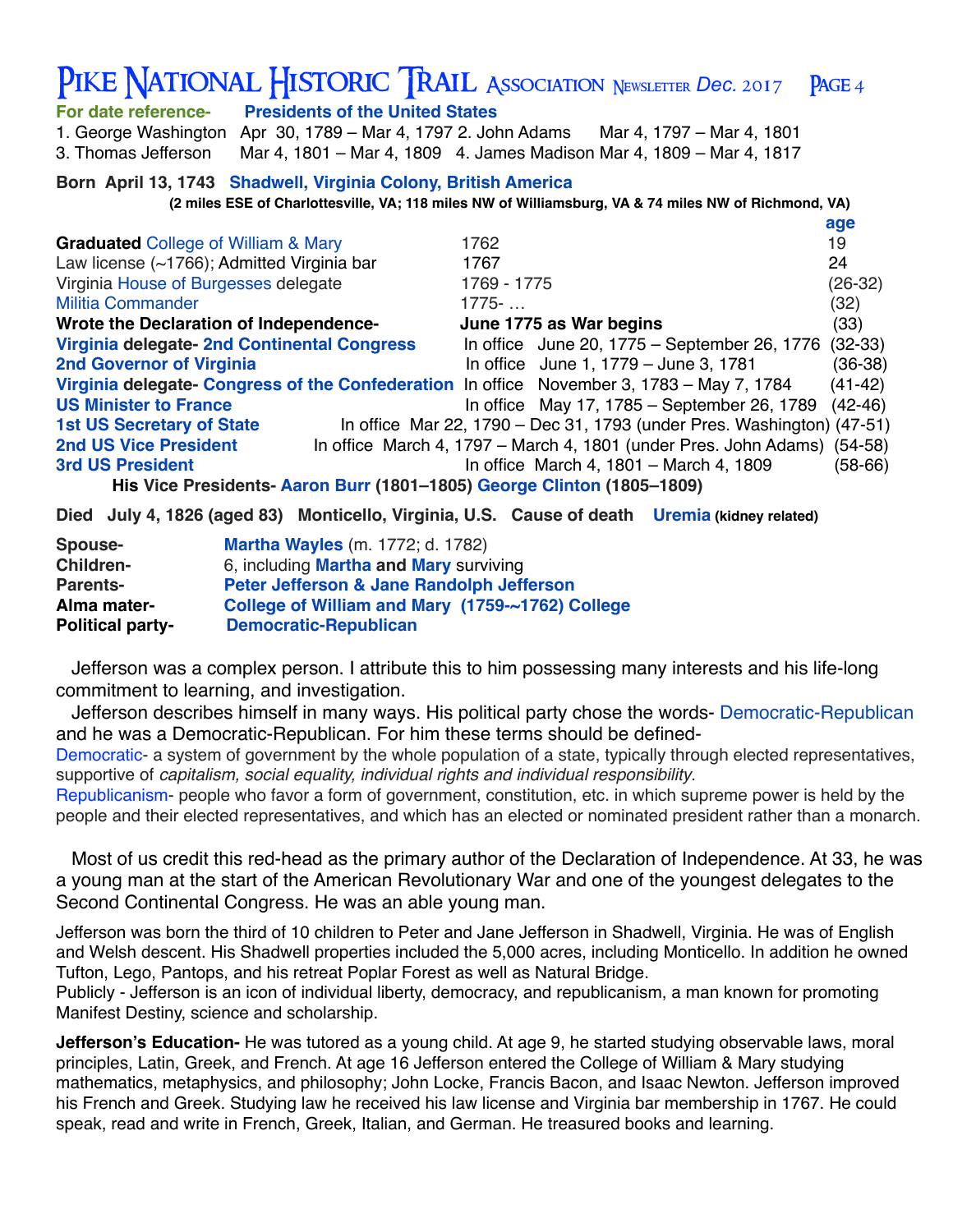**For date reference- Presidents of the United States**

1. George Washington Apr 30, 1789 – Mar 4, 1797
2. John Adams Mar 4, 1797 – Mar 4, 1801
3. Thomas Jefferson Mar 4, 1801 – Mar 4, 1809
4. James Madison Mar 4, 1809 – Mar 4, 1817

**Born April 13, 1743 Shadwell, Virginia Colony, British America**

**(2 miles ESE of Charlottesville, VA; 118 miles NW of Williamsburg, VA & 74 miles NW of Richmond, VA)**

| | | age |
|---|---|---|
| **Graduated** College of William & Mary | 1762 | 19 |
| Law license (~1766); Admitted Virginia bar | 1767 | 24 |
| Virginia House of Burgesses delegate | 1769 - 1775 | (26-32) |
| Militia Commander | 1775- … | (32) |
| **Wrote the Declaration of Independence-** | **June 1775 as War begins** | (33) |
| **Virginia delegate- 2nd Continental Congress** | In office June 20, 1775 – September 26, 1776 | (32-33) |
| **2nd Governor of Virginia** | In office June 1, 1779 – June 3, 1781 | (36-38) |
| **Virginia delegate- Congress of the Confederation** | In office November 3, 1783 – May 7, 1784 | (41-42) |
| **US Minister to France** | In office May 17, 1785 – September 26, 1789 | (42-46) |
| **1st US Secretary of State** | In office Mar 22, 1790 – Dec 31, 1793 (under Pres. Washington) | (47-51) |
| **2nd US Vice President** | In office March 4, 1797 – March 4, 1801 (under Pres. John Adams) | (54-58) |
| **3rd US President** | In office March 4, 1801 – March 4, 1809 | (58-66) |

**His Vice Presidents- Aaron Burr (1801–1805) George Clinton (1805–1809)**

**Died July 4, 1826 (aged 83) Monticello, Virginia, U.S. Cause of death Uremia (kidney related)**

| | |
|---|---|
| **Spouse-** | **Martha Wayles** (m. 1772; d. 1782) |
| **Children-** | 6, including **Martha and Mary** surviving |
| **Parents-** | **Peter Jefferson & Jane Randolph Jefferson** |
| **Alma mater-** | **College of William and Mary (1759-~1762) College** |
| **Political party-** | **Democratic-Republican** |

Jefferson was a complex person. I attribute this to him possessing many interests and his life-long commitment to learning, and investigation.

Jefferson describes himself in many ways. His political party chose the words- Democratic-Republican and he was a Democratic-Republican. For him these terms should be defined-

Democratic- a system of government by the whole population of a state, typically through elected representatives, supportive of *capitalism, social equality, individual rights and individual responsibility*.

Republicanism- people who favor a form of government, constitution, etc. in which supreme power is held by the people and their elected representatives, and which has an elected or nominated president rather than a monarch.

Most of us credit this red-head as the primary author of the Declaration of Independence. At 33, he was a young man at the start of the American Revolutionary War and one of the youngest delegates to the Second Continental Congress. He was an able young man.

Jefferson was born the third of 10 children to Peter and Jane Jefferson in Shadwell, Virginia. He was of English and Welsh descent. His Shadwell properties included the 5,000 acres, including Monticello. In addition he owned Tufton, Lego, Pantops, and his retreat Poplar Forest as well as Natural Bridge.

Publicly - Jefferson is an icon of individual liberty, democracy, and republicanism, a man known for promoting Manifest Destiny, science and scholarship.

**Jefferson's Education-** He was tutored as a young child. At age 9, he started studying observable laws, moral principles, Latin, Greek, and French. At age 16 Jefferson entered the College of William & Mary studying mathematics, metaphysics, and philosophy; John Locke, Francis Bacon, and Isaac Newton. Jefferson improved his French and Greek. Studying law he received his law license and Virginia bar membership in 1767. He could speak, read and write in French, Greek, Italian, and German. He treasured books and learning.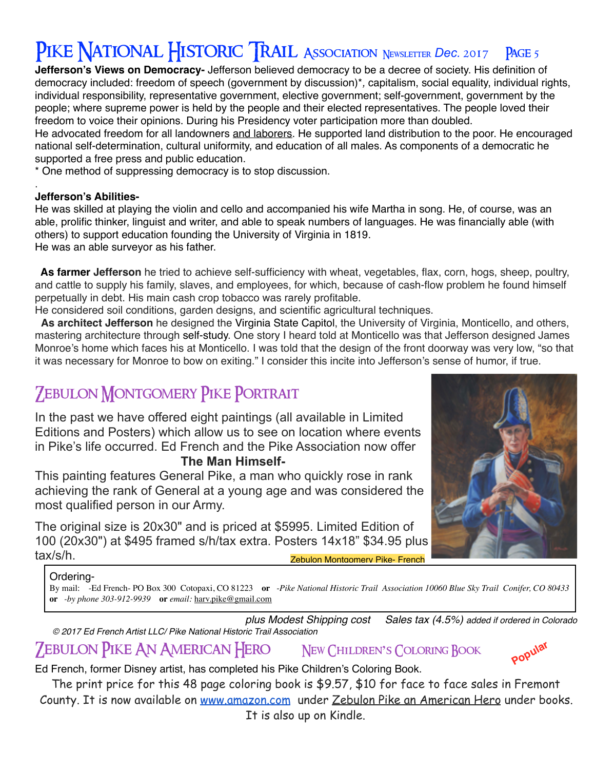**Jefferson's Views on Democracy-** Jefferson believed democracy to be a decree of society. His definition of democracy included: freedom of speech (government by discussion)*, capitalism, social equality, individual rights, individual responsibility, representative government, elective government; self-government, government by the people; where supreme power is held by the people and their elected representatives. The people loved their freedom to voice their opinions. During his Presidency voter participation more than doubled.

He advocated freedom for all landowners and laborers. He supported land distribution to the poor. He encouraged national self-determination, cultural uniformity, and education of all males. As components of a democratic he supported a free press and public education.

* One method of suppressing democracy is to stop discussion.

**Jefferson's Abilities-**

He was skilled at playing the violin and cello and accompanied his wife Martha in song. He, of course, was an able, prolific thinker, linguist and writer, and able to speak numbers of languages. He was financially able (with others) to support education founding the University of Virginia in 1819.

He was an able surveyor as his father.

**As farmer Jefferson** he tried to achieve self-sufficiency with wheat, vegetables, flax, corn, hogs, sheep, poultry, and cattle to supply his family, slaves, and employees, for which, because of cash-flow problem he found himself perpetually in debt. His main cash crop tobacco was rarely profitable.

He considered soil conditions, garden designs, and scientific agricultural techniques.

**As architect Jefferson** he designed the Virginia State Capitol, the University of Virginia, Monticello, and others, mastering architecture through self-study. One story I heard told at Monticello was that Jefferson designed James Monroe's home which faces his at Monticello. I was told that the design of the front doorway was very low, "so that it was necessary for Monroe to bow on exiting." I consider this incite into Jefferson's sense of humor, if true.

## Zebulon Montgomery Pike Portrait

In the past we have offered eight paintings (all available in Limited Editions and Posters) which allow us to see on location where events in Pike's life occurred. Ed French and the Pike Association now offer

**The Man Himself-**

This painting features General Pike, a man who quickly rose in rank achieving the rank of General at a young age and was considered the most qualified person in our Army.

The original size is 20x30" and is priced at $5995. Limited Edition of 100 (20x30") at $495 framed s/h/tax extra. Posters 14x18" $34.95 plus tax/s/h.

Zebulon Montgomery Pike- French

Ordering-

By mail: -Ed French- PO Box 300 Cotopaxi, CO 81223 **or** *-Pike National Historic Trail Association 10060 Blue Sky Trail Conifer, CO 80433* **or** *-by phone 303-912-9939* **or** *email:* harv.pike@gmail.com

*plus Modest Shipping cost* *Sales tax (4.5%) added if ordered in Colorado*

*© 2017 Ed French Artist LLC/ Pike National Historic Trail Association*

## Zebulon Pike An American Hero — New Children's Coloring Book

Popular

Ed French, former Disney artist, has completed his Pike Children's Coloring Book.

The print price for this 48 page coloring book is $9.57, $10 for face to face sales in Fremont County. It is now available on www.amazon.com under Zebulon Pike an American Hero under books. It is also up on Kindle.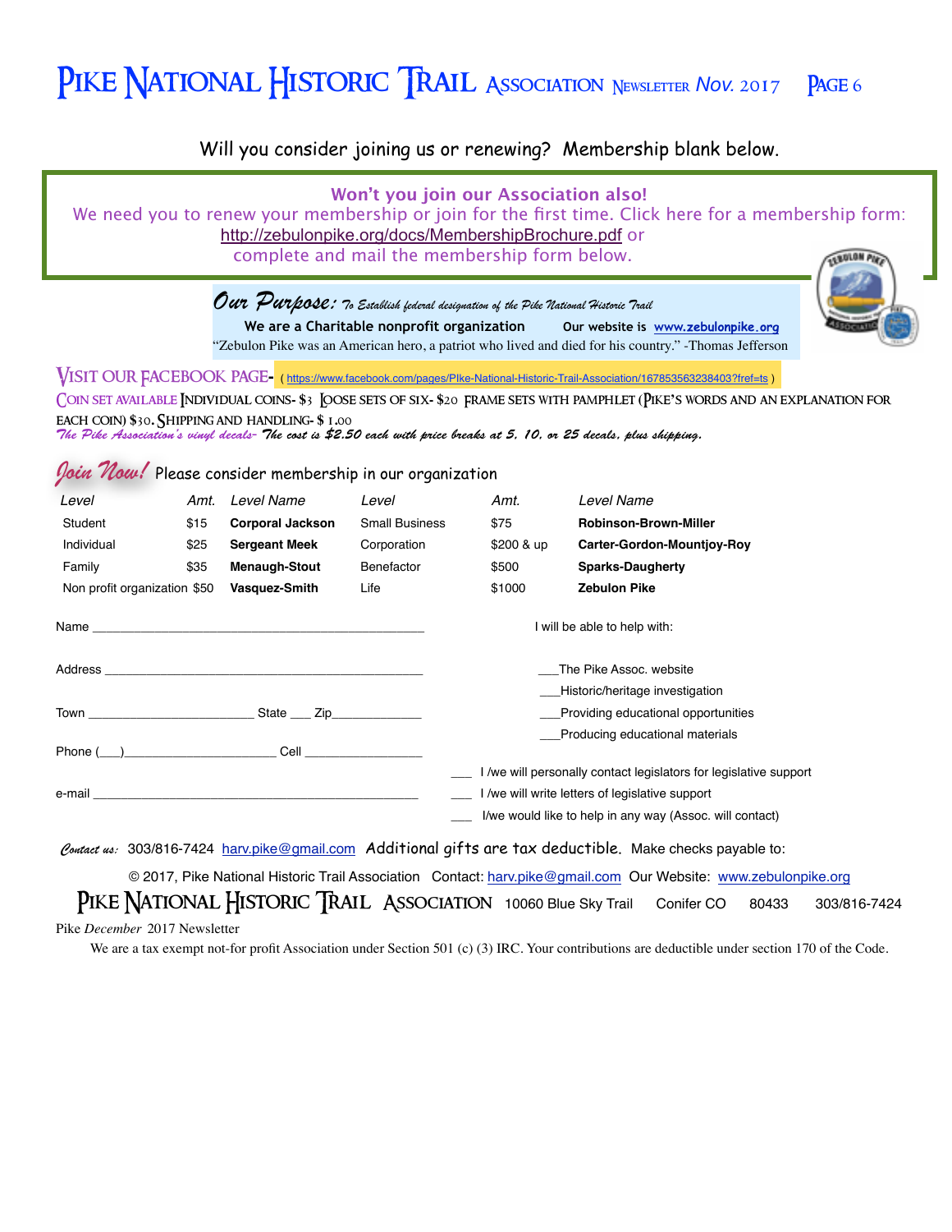Will you consider joining us or renewing? Membership blank below.

**Won't you join our Association also!**

We need you to renew your membership or join for the first time. Click here for a membership form: http://zebulonpike.org/docs/MembershipBrochure.pdf or complete and mail the membership form below.

***Our Purpose:*** *To Establish federal designation of the Pike National Historic Trail*

**We are a Charitable nonprofit organization** Our website is www.zebulonpike.org

"Zebulon Pike was an American hero, a patriot who lived and died for his country." -Thomas Jefferson

VISIT OUR FACEBOOK PAGE- ( https://www.facebook.com/pages/PIke-National-Historic-Trail-Association/167853563238403?fref=ts )

COIN SET AVAILABLE INDIVIDUAL COINS- $3 LOOSE SETS OF SIX- $20 FRAME SETS WITH PAMPHLET (PIKE'S WORDS AND AN EXPLANATION FOR EACH COIN) $30. SHIPPING AND HANDLING- $ 1.00

*The Pike Association's vinyl decals- The cost is $2.50 each with price breaks at 5, 10, or 25 decals, plus shipping.*

***Join Now!*** Please consider membership in our organization

| *Level* | *Amt.* | *Level Name* | *Level* | *Amt.* | *Level Name* |
|---|---|---|---|---|---|
| Student | $15 | **Corporal Jackson** | Small Business | $75 | **Robinson-Brown-Miller** |
| Individual | $25 | **Sergeant Meek** | Corporation | $200 & up | **Carter-Gordon-Mountjoy-Roy** |
| Family | $35 | **Menaugh-Stout** | Benefactor | $500 | **Sparks-Daugherty** |
| Non profit organization | $50 | **Vasquez-Smith** | Life | $1000 | **Zebulon Pike** |

Name ______________________________________________

Address ____________________________________________

Town ______________________ State ___ Zip____________

Phone (___)_____________________ Cell ________________

e-mail ______________________________________________

I will be able to help with:

___The Pike Assoc. website

___Historic/heritage investigation

___Providing educational opportunities

___Producing educational materials

___ I /we will personally contact legislators for legislative support

___ I /we will write letters of legislative support

___ I/we would like to help in any way (Assoc. will contact)

*Contact us:* 303/816-7424 harv.pike@gmail.com Additional gifts are tax deductible. Make checks payable to:

© 2017, Pike National Historic Trail Association Contact: harv.pike@gmail.com Our Website: www.zebulonpike.org

PIKE NATIONAL HISTORIC TRAIL ASSOCIATION 10060 Blue Sky Trail Conifer CO 80433 303/816-7424

Pike *December* 2017 Newsletter

We are a tax exempt not-for profit Association under Section 501 (c) (3) IRC. Your contributions are deductible under section 170 of the Code.